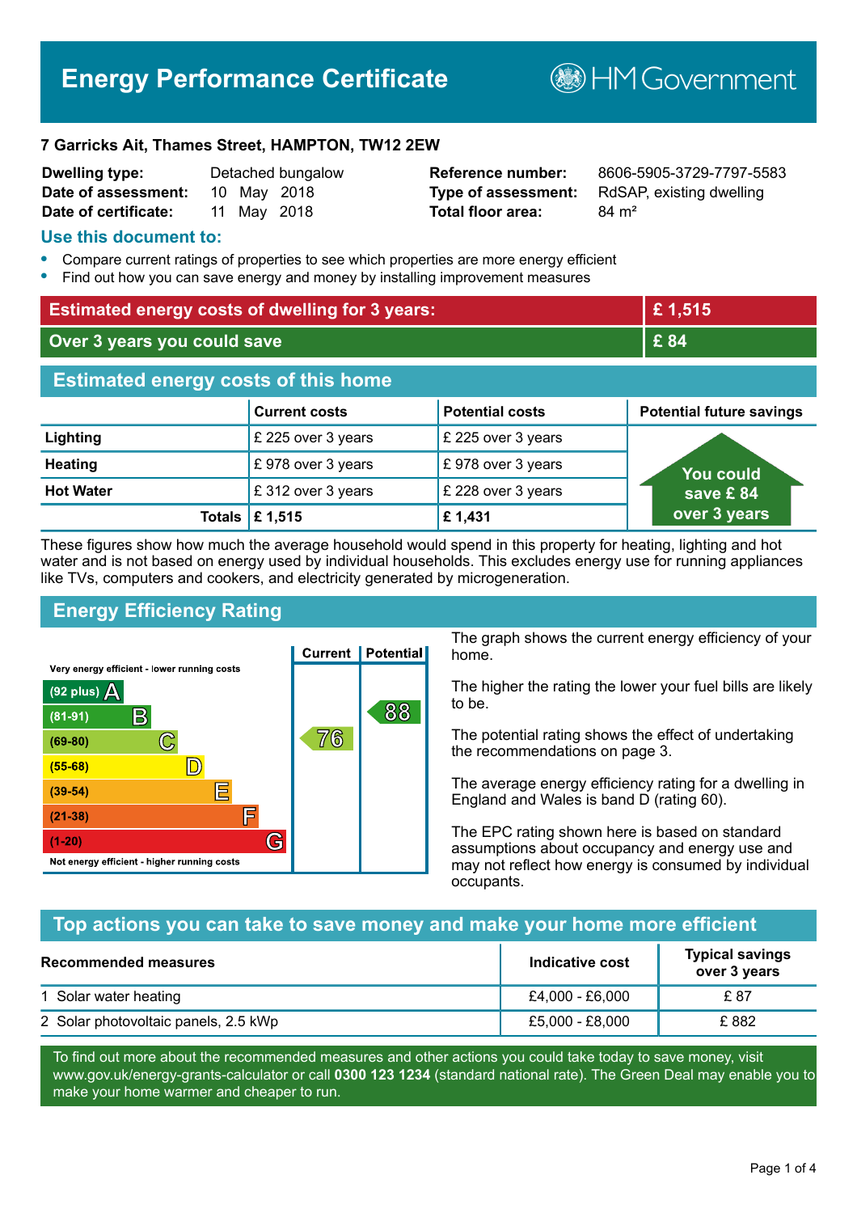# Energy Performance Certificate

HM Government

**7 Garricks Ait, Thames Street, HAMPTON, TW12 2EW**

| | | | |
|---|---|---|---|
| **Dwelling type:** | Detached bungalow | **Reference number:** | 8606-5905-3729-7797-5583 |
| **Date of assessment:** | 10 May 2018 | **Type of assessment:** | RdSAP, existing dwelling |
| **Date of certificate:** | 11 May 2018 | **Total floor area:** | 84 m² |

## Use this document to:

- Compare current ratings of properties to see which properties are more energy efficient
- Find out how you can save energy and money by installing improvement measures

| | |
|---|---|
| **Estimated energy costs of dwelling for 3 years:** | **£ 1,515** |
| **Over 3 years you could save** | **£ 84** |

## Estimated energy costs of this home

| | Current costs | Potential costs | Potential future savings |
|---|---|---|---|
| **Lighting** | £ 225 over 3 years | £ 225 over 3 years | You could save £ 84 over 3 years |
| **Heating** | £ 978 over 3 years | £ 978 over 3 years | |
| **Hot Water** | £ 312 over 3 years | £ 228 over 3 years | |
| **Totals** | **£ 1,515** | **£ 1,431** | |

These figures show how much the average household would spend in this property for heating, lighting and hot water and is not based on energy used by individual households. This excludes energy use for running appliances like TVs, computers and cookers, and electricity generated by microgeneration.

## Energy Efficiency Rating

| Rating band | Current | Potential |
|---|---|---|
| Very energy efficient - lower running costs | | |
| (92 plus) A | | |
| (81-91) B | | 88 |
| (69-80) C | 76 | |
| (55-68) D | | |
| (39-54) E | | |
| (21-38) F | | |
| (1-20) G | | |
| Not energy efficient - higher running costs | | |

The graph shows the current energy efficiency of your home.

The higher the rating the lower your fuel bills are likely to be.

The potential rating shows the effect of undertaking the recommendations on page 3.

The average energy efficiency rating for a dwelling in England and Wales is band D (rating 60).

The EPC rating shown here is based on standard assumptions about occupancy and energy use and may not reflect how energy is consumed by individual occupants.

## Top actions you can take to save money and make your home more efficient

| Recommended measures | Indicative cost | Typical savings over 3 years |
|---|---|---|
| 1 Solar water heating | £4,000 - £6,000 | £ 87 |
| 2 Solar photovoltaic panels, 2.5 kWp | £5,000 - £8,000 | £ 882 |

To find out more about the recommended measures and other actions you could take today to save money, visit www.gov.uk/energy-grants-calculator or call **0300 123 1234** (standard national rate). The Green Deal may enable you to make your home warmer and cheaper to run.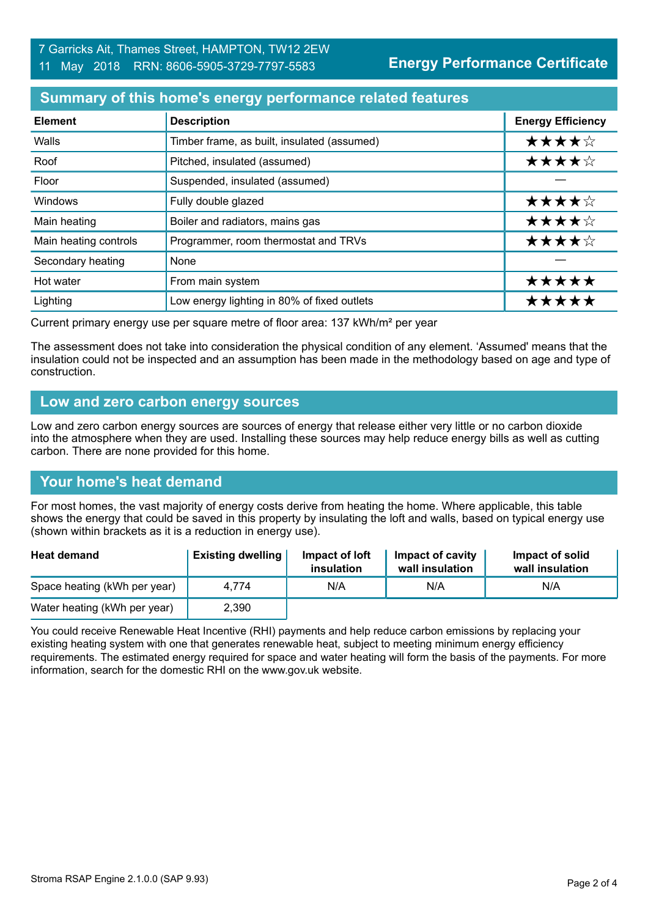7 Garricks Ait, Thames Street, HAMPTON, TW12 2EW
11 May 2018 RRN: 8606-5905-3729-7797-5583

**Energy Performance Certificate**

## Summary of this home's energy performance related features

| Element | Description | Energy Efficiency |
|---|---|---|
| Walls | Timber frame, as built, insulated (assumed) | ★★★★☆ |
| Roof | Pitched, insulated (assumed) | ★★★★☆ |
| Floor | Suspended, insulated (assumed) | — |
| Windows | Fully double glazed | ★★★★☆ |
| Main heating | Boiler and radiators, mains gas | ★★★★☆ |
| Main heating controls | Programmer, room thermostat and TRVs | ★★★★☆ |
| Secondary heating | None | — |
| Hot water | From main system | ★★★★★ |
| Lighting | Low energy lighting in 80% of fixed outlets | ★★★★★ |

Current primary energy use per square metre of floor area: 137 kWh/m² per year

The assessment does not take into consideration the physical condition of any element. 'Assumed' means that the insulation could not be inspected and an assumption has been made in the methodology based on age and type of construction.

## Low and zero carbon energy sources

Low and zero carbon energy sources are sources of energy that release either very little or no carbon dioxide into the atmosphere when they are used. Installing these sources may help reduce energy bills as well as cutting carbon. There are none provided for this home.

## Your home's heat demand

For most homes, the vast majority of energy costs derive from heating the home. Where applicable, this table shows the energy that could be saved in this property by insulating the loft and walls, based on typical energy use (shown within brackets as it is a reduction in energy use).

| Heat demand | Existing dwelling | Impact of loft insulation | Impact of cavity wall insulation | Impact of solid wall insulation |
|---|---|---|---|---|
| Space heating (kWh per year) | 4,774 | N/A | N/A | N/A |
| Water heating (kWh per year) | 2,390 | | | |

You could receive Renewable Heat Incentive (RHI) payments and help reduce carbon emissions by replacing your existing heating system with one that generates renewable heat, subject to meeting minimum energy efficiency requirements. The estimated energy required for space and water heating will form the basis of the payments. For more information, search for the domestic RHI on the www.gov.uk website.

Stroma RSAP Engine 2.1.0.0 (SAP 9.93)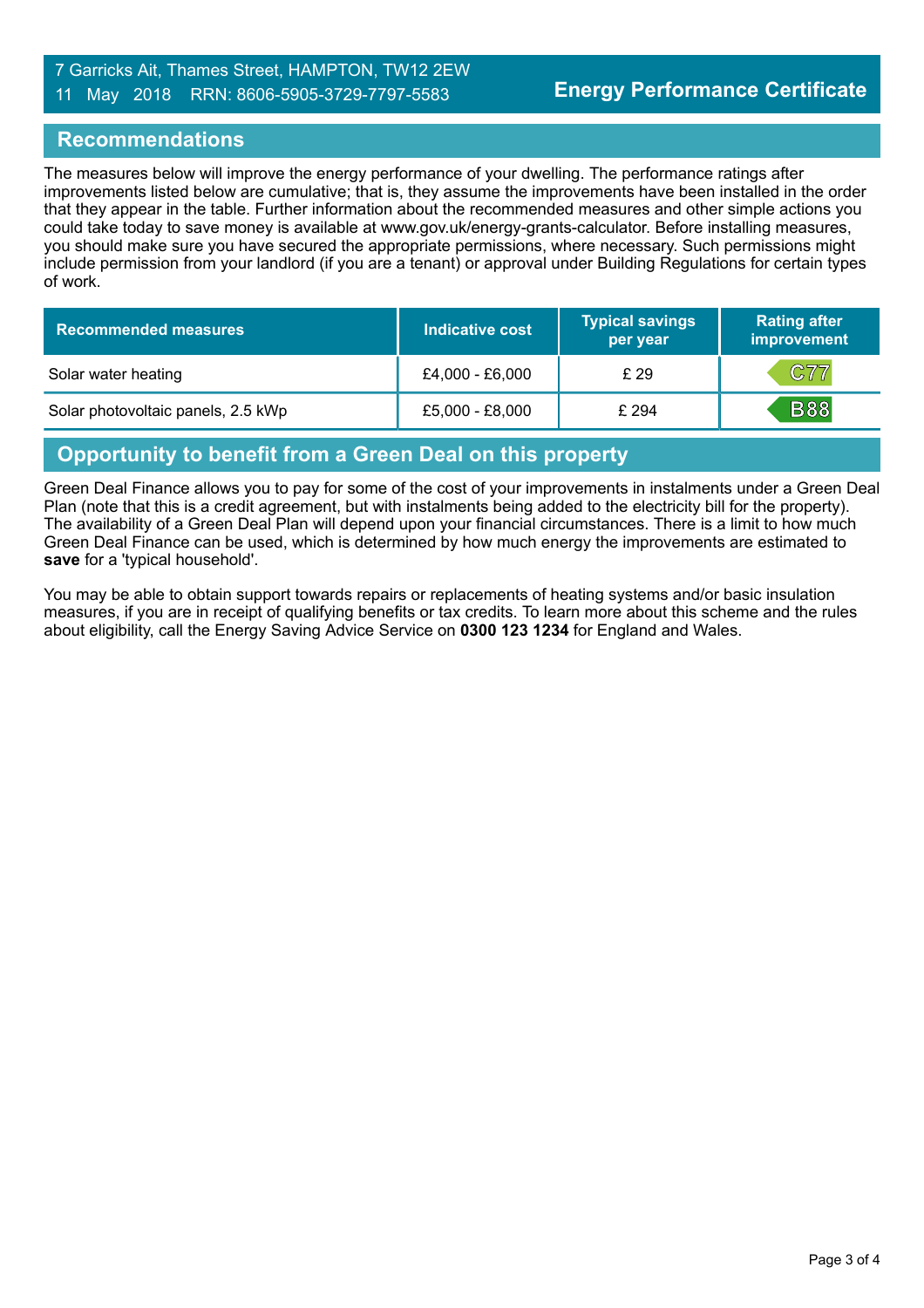7 Garricks Ait, Thames Street, HAMPTON, TW12 2EW
11 May 2018 RRN: 8606-5905-3729-7797-5583

**Energy Performance Certificate**

## Recommendations

The measures below will improve the energy performance of your dwelling. The performance ratings after improvements listed below are cumulative; that is, they assume the improvements have been installed in the order that they appear in the table. Further information about the recommended measures and other simple actions you could take today to save money is available at www.gov.uk/energy-grants-calculator. Before installing measures, you should make sure you have secured the appropriate permissions, where necessary. Such permissions might include permission from your landlord (if you are a tenant) or approval under Building Regulations for certain types of work.

| Recommended measures | Indicative cost | Typical savings per year | Rating after improvement |
|---|---|---|---|
| Solar water heating | £4,000 - £6,000 | £ 29 | C77 |
| Solar photovoltaic panels, 2.5 kWp | £5,000 - £8,000 | £ 294 | B88 |

## Opportunity to benefit from a Green Deal on this property

Green Deal Finance allows you to pay for some of the cost of your improvements in instalments under a Green Deal Plan (note that this is a credit agreement, but with instalments being added to the electricity bill for the property). The availability of a Green Deal Plan will depend upon your financial circumstances. There is a limit to how much Green Deal Finance can be used, which is determined by how much energy the improvements are estimated to **save** for a 'typical household'.

You may be able to obtain support towards repairs or replacements of heating systems and/or basic insulation measures, if you are in receipt of qualifying benefits or tax credits. To learn more about this scheme and the rules about eligibility, call the Energy Saving Advice Service on **0300 123 1234** for England and Wales.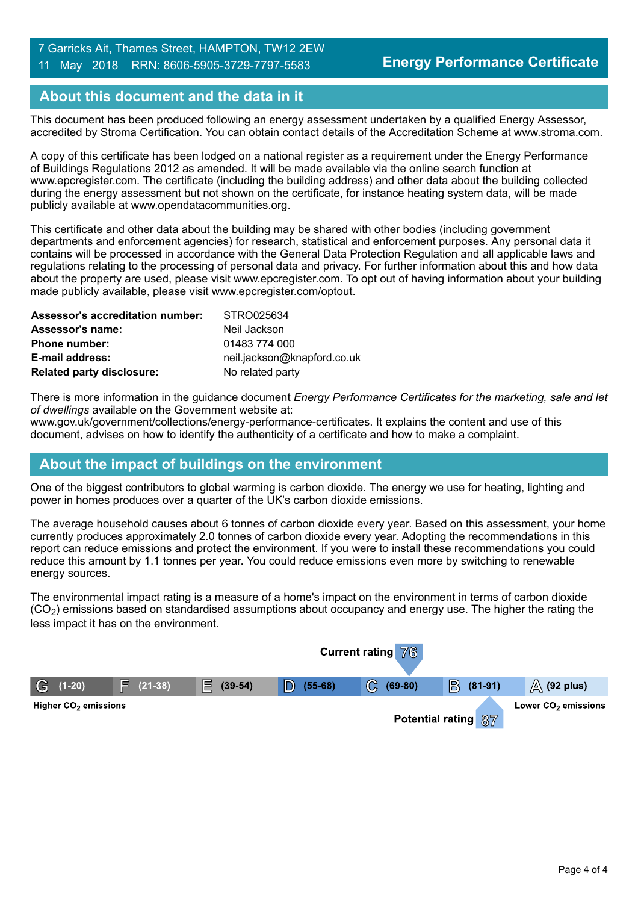7 Garricks Ait, Thames Street, HAMPTON, TW12 2EW
11 May 2018 RRN: 8606-5905-3729-7797-5583

**Energy Performance Certificate**

## About this document and the data in it

This document has been produced following an energy assessment undertaken by a qualified Energy Assessor, accredited by Stroma Certification. You can obtain contact details of the Accreditation Scheme at www.stroma.com.

A copy of this certificate has been lodged on a national register as a requirement under the Energy Performance of Buildings Regulations 2012 as amended. It will be made available via the online search function at www.epcregister.com. The certificate (including the building address) and other data about the building collected during the energy assessment but not shown on the certificate, for instance heating system data, will be made publicly available at www.opendatacommunities.org.

This certificate and other data about the building may be shared with other bodies (including government departments and enforcement agencies) for research, statistical and enforcement purposes. Any personal data it contains will be processed in accordance with the General Data Protection Regulation and all applicable laws and regulations relating to the processing of personal data and privacy. For further information about this and how data about the property are used, please visit www.epcregister.com. To opt out of having information about your building made publicly available, please visit www.epcregister.com/optout.

| | |
|---|---|
| **Assessor's accreditation number:** | STRO025634 |
| **Assessor's name:** | Neil Jackson |
| **Phone number:** | 01483 774 000 |
| **E-mail address:** | neil.jackson@knapford.co.uk |
| **Related party disclosure:** | No related party |

There is more information in the guidance document *Energy Performance Certificates for the marketing, sale and let of dwellings* available on the Government website at: www.gov.uk/government/collections/energy-performance-certificates. It explains the content and use of this document, advises on how to identify the authenticity of a certificate and how to make a complaint.

## About the impact of buildings on the environment

One of the biggest contributors to global warming is carbon dioxide. The energy we use for heating, lighting and power in homes produces over a quarter of the UK's carbon dioxide emissions.

The average household causes about 6 tonnes of carbon dioxide every year. Based on this assessment, your home currently produces approximately 2.0 tonnes of carbon dioxide every year. Adopting the recommendations in this report can reduce emissions and protect the environment. If you were to install these recommendations you could reduce this amount by 1.1 tonnes per year. You could reduce emissions even more by switching to renewable energy sources.

The environmental impact rating is a measure of a home's impact on the environment in terms of carbon dioxide ($CO_2$) emissions based on standardised assumptions about occupancy and energy use. The higher the rating the less impact it has on the environment.

Current rating 76

G (1-20)
F (21-38)
E (39-54)
D (55-68)
C (69-80)
B (81-91)
A (92 plus)

Higher $CO_2$ emissions
Lower $CO_2$ emissions

Potential rating 87